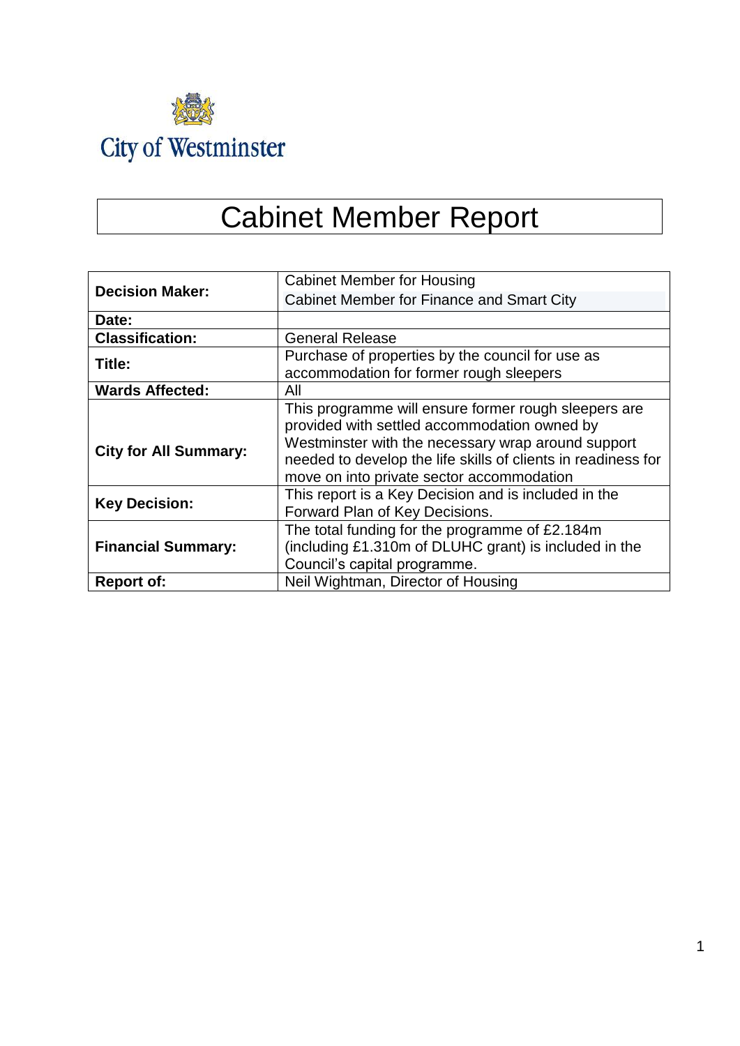City of Westminster

# Cabinet Member Report

| | |
|---|---|
| **Decision Maker:** | Cabinet Member for Housing<br>Cabinet Member for Finance and Smart City |
| **Date:** | |
| **Classification:** | General Release |
| **Title:** | Purchase of properties by the council for use as accommodation for former rough sleepers |
| **Wards Affected:** | All |
| **City for All Summary:** | This programme will ensure former rough sleepers are provided with settled accommodation owned by Westminster with the necessary wrap around support needed to develop the life skills of clients in readiness for move on into private sector accommodation |
| **Key Decision:** | This report is a Key Decision and is included in the Forward Plan of Key Decisions. |
| **Financial Summary:** | The total funding for the programme of £2.184m (including £1.310m of DLUHC grant) is included in the Council's capital programme. |
| **Report of:** | Neil Wightman, Director of Housing |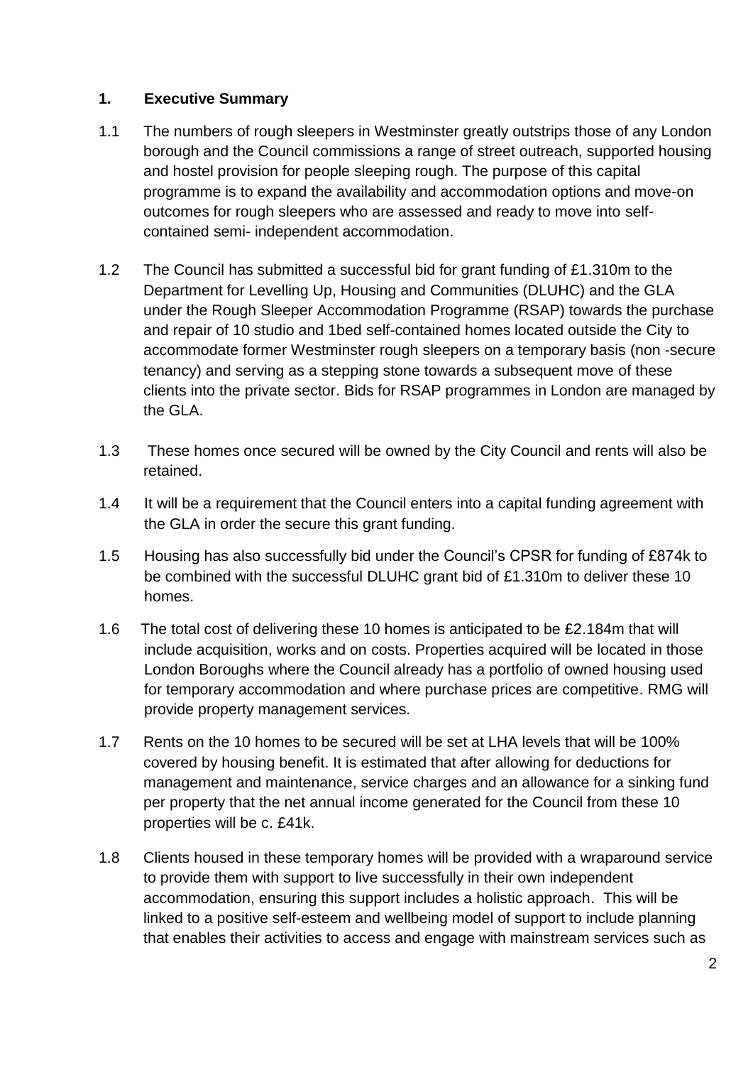## 1. Executive Summary

1.1 The numbers of rough sleepers in Westminster greatly outstrips those of any London borough and the Council commissions a range of street outreach, supported housing and hostel provision for people sleeping rough. The purpose of this capital programme is to expand the availability and accommodation options and move-on outcomes for rough sleepers who are assessed and ready to move into self-contained semi- independent accommodation.

1.2 The Council has submitted a successful bid for grant funding of £1.310m to the Department for Levelling Up, Housing and Communities (DLUHC) and the GLA under the Rough Sleeper Accommodation Programme (RSAP) towards the purchase and repair of 10 studio and 1bed self-contained homes located outside the City to accommodate former Westminster rough sleepers on a temporary basis (non -secure tenancy) and serving as a stepping stone towards a subsequent move of these clients into the private sector. Bids for RSAP programmes in London are managed by the GLA.

1.3 These homes once secured will be owned by the City Council and rents will also be retained.

1.4 It will be a requirement that the Council enters into a capital funding agreement with the GLA in order the secure this grant funding.

1.5 Housing has also successfully bid under the Council's CPSR for funding of £874k to be combined with the successful DLUHC grant bid of £1.310m to deliver these 10 homes.

1.6 The total cost of delivering these 10 homes is anticipated to be £2.184m that will include acquisition, works and on costs. Properties acquired will be located in those London Boroughs where the Council already has a portfolio of owned housing used for temporary accommodation and where purchase prices are competitive. RMG will provide property management services.

1.7 Rents on the 10 homes to be secured will be set at LHA levels that will be 100% covered by housing benefit. It is estimated that after allowing for deductions for management and maintenance, service charges and an allowance for a sinking fund per property that the net annual income generated for the Council from these 10 properties will be c. £41k.

1.8 Clients housed in these temporary homes will be provided with a wraparound service to provide them with support to live successfully in their own independent accommodation, ensuring this support includes a holistic approach. This will be linked to a positive self-esteem and wellbeing model of support to include planning that enables their activities to access and engage with mainstream services such as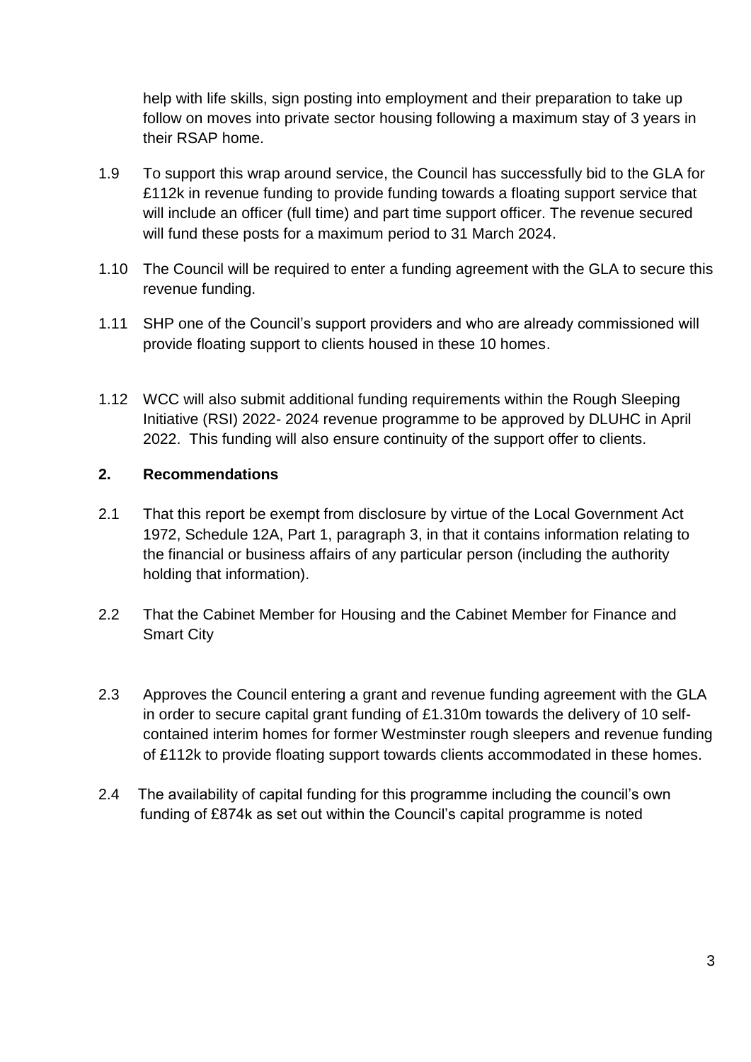help with life skills, sign posting into employment and their preparation to take up follow on moves into private sector housing following a maximum stay of 3 years in their RSAP home.

1.9 To support this wrap around service, the Council has successfully bid to the GLA for £112k in revenue funding to provide funding towards a floating support service that will include an officer (full time) and part time support officer. The revenue secured will fund these posts for a maximum period to 31 March 2024.

1.10 The Council will be required to enter a funding agreement with the GLA to secure this revenue funding.

1.11 SHP one of the Council's support providers and who are already commissioned will provide floating support to clients housed in these 10 homes.

1.12 WCC will also submit additional funding requirements within the Rough Sleeping Initiative (RSI) 2022- 2024 revenue programme to be approved by DLUHC in April 2022. This funding will also ensure continuity of the support offer to clients.

## 2. Recommendations

2.1 That this report be exempt from disclosure by virtue of the Local Government Act 1972, Schedule 12A, Part 1, paragraph 3, in that it contains information relating to the financial or business affairs of any particular person (including the authority holding that information).

2.2 That the Cabinet Member for Housing and the Cabinet Member for Finance and Smart City

2.3 Approves the Council entering a grant and revenue funding agreement with the GLA in order to secure capital grant funding of £1.310m towards the delivery of 10 self-contained interim homes for former Westminster rough sleepers and revenue funding of £112k to provide floating support towards clients accommodated in these homes.

2.4 The availability of capital funding for this programme including the council's own funding of £874k as set out within the Council's capital programme is noted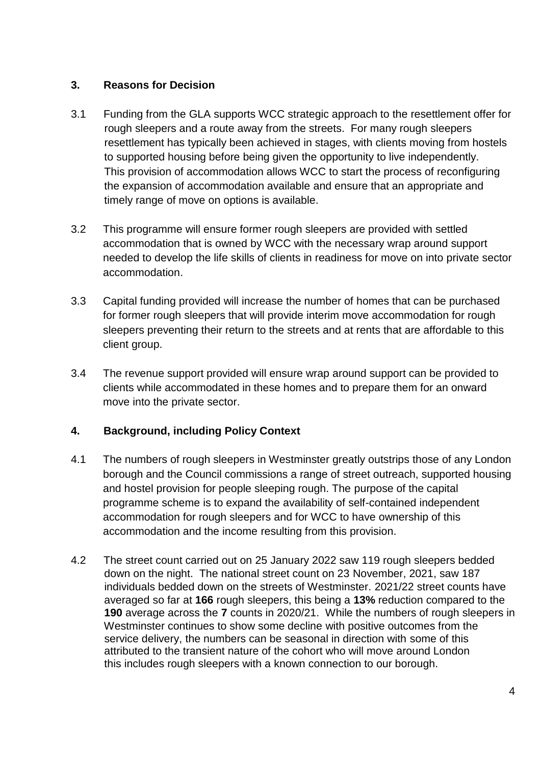## 3. Reasons for Decision

3.1 Funding from the GLA supports WCC strategic approach to the resettlement offer for rough sleepers and a route away from the streets. For many rough sleepers resettlement has typically been achieved in stages, with clients moving from hostels to supported housing before being given the opportunity to live independently. This provision of accommodation allows WCC to start the process of reconfiguring the expansion of accommodation available and ensure that an appropriate and timely range of move on options is available.

3.2 This programme will ensure former rough sleepers are provided with settled accommodation that is owned by WCC with the necessary wrap around support needed to develop the life skills of clients in readiness for move on into private sector accommodation.

3.3 Capital funding provided will increase the number of homes that can be purchased for former rough sleepers that will provide interim move accommodation for rough sleepers preventing their return to the streets and at rents that are affordable to this client group.

3.4 The revenue support provided will ensure wrap around support can be provided to clients while accommodated in these homes and to prepare them for an onward move into the private sector.

## 4. Background, including Policy Context

4.1 The numbers of rough sleepers in Westminster greatly outstrips those of any London borough and the Council commissions a range of street outreach, supported housing and hostel provision for people sleeping rough. The purpose of the capital programme scheme is to expand the availability of self-contained independent accommodation for rough sleepers and for WCC to have ownership of this accommodation and the income resulting from this provision.

4.2 The street count carried out on 25 January 2022 saw 119 rough sleepers bedded down on the night. The national street count on 23 November, 2021, saw 187 individuals bedded down on the streets of Westminster. 2021/22 street counts have averaged so far at **166** rough sleepers, this being a **13%** reduction compared to the **190** average across the **7** counts in 2020/21. While the numbers of rough sleepers in Westminster continues to show some decline with positive outcomes from the service delivery, the numbers can be seasonal in direction with some of this attributed to the transient nature of the cohort who will move around London this includes rough sleepers with a known connection to our borough.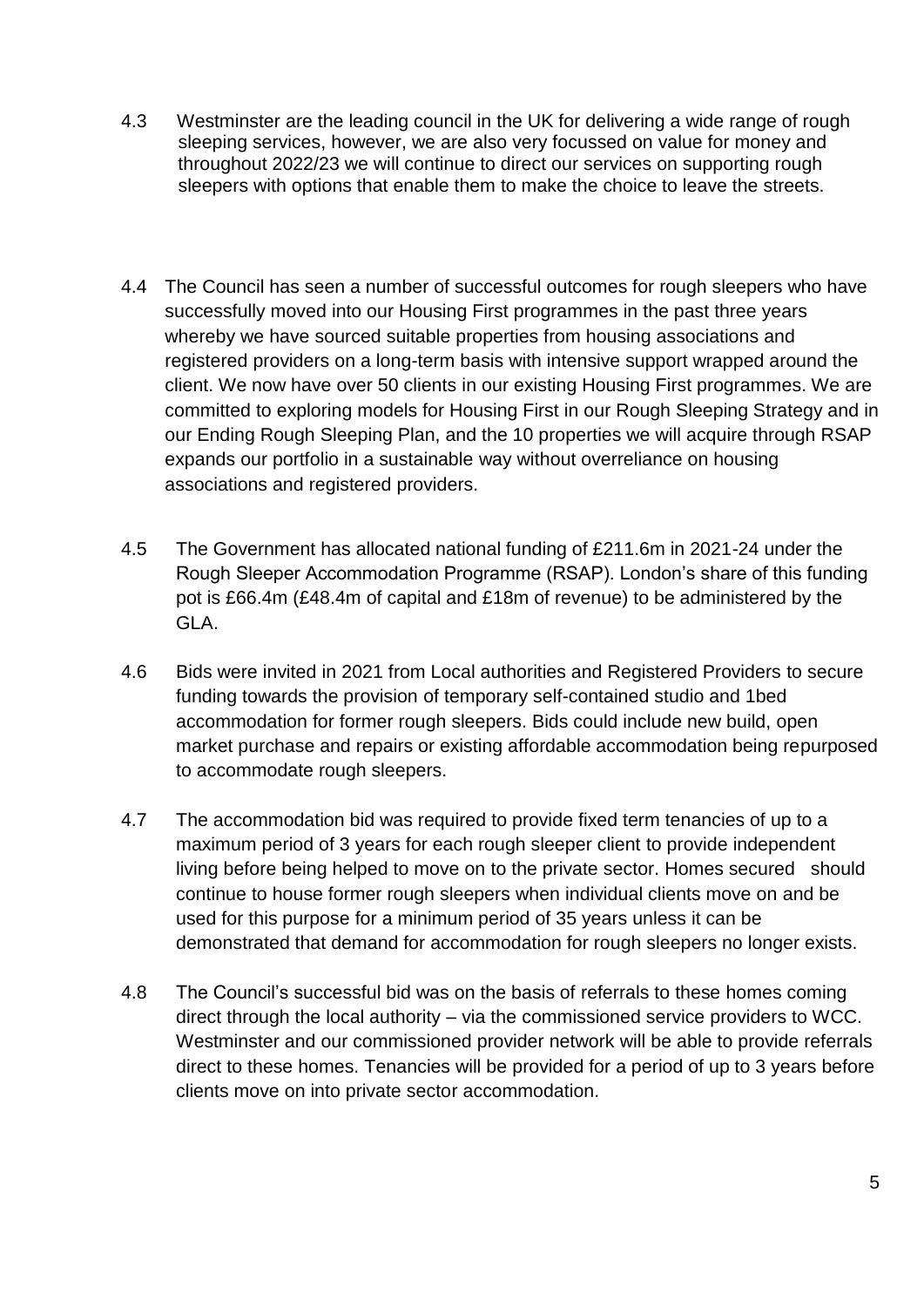4.3 Westminster are the leading council in the UK for delivering a wide range of rough sleeping services, however, we are also very focussed on value for money and throughout 2022/23 we will continue to direct our services on supporting rough sleepers with options that enable them to make the choice to leave the streets.

4.4 The Council has seen a number of successful outcomes for rough sleepers who have successfully moved into our Housing First programmes in the past three years whereby we have sourced suitable properties from housing associations and registered providers on a long-term basis with intensive support wrapped around the client. We now have over 50 clients in our existing Housing First programmes. We are committed to exploring models for Housing First in our Rough Sleeping Strategy and in our Ending Rough Sleeping Plan, and the 10 properties we will acquire through RSAP expands our portfolio in a sustainable way without overreliance on housing associations and registered providers.

4.5 The Government has allocated national funding of £211.6m in 2021-24 under the Rough Sleeper Accommodation Programme (RSAP). London's share of this funding pot is £66.4m (£48.4m of capital and £18m of revenue) to be administered by the GLA.

4.6 Bids were invited in 2021 from Local authorities and Registered Providers to secure funding towards the provision of temporary self-contained studio and 1bed accommodation for former rough sleepers. Bids could include new build, open market purchase and repairs or existing affordable accommodation being repurposed to accommodate rough sleepers.

4.7 The accommodation bid was required to provide fixed term tenancies of up to a maximum period of 3 years for each rough sleeper client to provide independent living before being helped to move on to the private sector. Homes secured should continue to house former rough sleepers when individual clients move on and be used for this purpose for a minimum period of 35 years unless it can be demonstrated that demand for accommodation for rough sleepers no longer exists.

4.8 The Council's successful bid was on the basis of referrals to these homes coming direct through the local authority – via the commissioned service providers to WCC. Westminster and our commissioned provider network will be able to provide referrals direct to these homes. Tenancies will be provided for a period of up to 3 years before clients move on into private sector accommodation.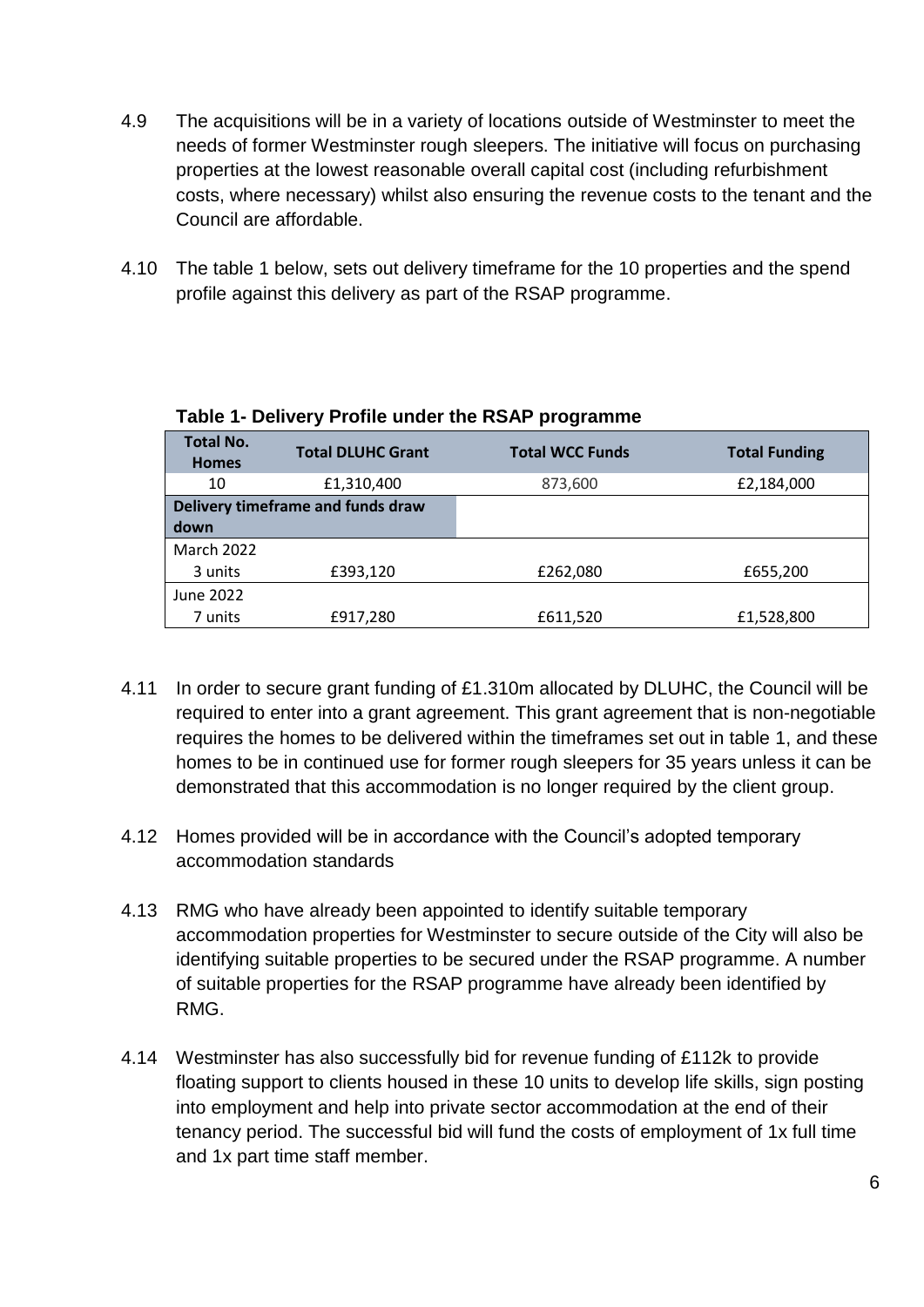4.9 The acquisitions will be in a variety of locations outside of Westminster to meet the needs of former Westminster rough sleepers. The initiative will focus on purchasing properties at the lowest reasonable overall capital cost (including refurbishment costs, where necessary) whilst also ensuring the revenue costs to the tenant and the Council are affordable.

4.10 The table 1 below, sets out delivery timeframe for the 10 properties and the spend profile against this delivery as part of the RSAP programme.

**Table 1- Delivery Profile under the RSAP programme**

| Total No. Homes | Total DLUHC Grant | Total WCC Funds | Total Funding |
|---|---|---|---|
| 10 | £1,310,400 | 873,600 | £2,184,000 |
| **Delivery timeframe and funds draw down** | | | |
| March 2022 | | | |
| 3 units | £393,120 | £262,080 | £655,200 |
| June 2022 | | | |
| 7 units | £917,280 | £611,520 | £1,528,800 |

4.11 In order to secure grant funding of £1.310m allocated by DLUHC, the Council will be required to enter into a grant agreement. This grant agreement that is non-negotiable requires the homes to be delivered within the timeframes set out in table 1, and these homes to be in continued use for former rough sleepers for 35 years unless it can be demonstrated that this accommodation is no longer required by the client group.

4.12 Homes provided will be in accordance with the Council's adopted temporary accommodation standards

4.13 RMG who have already been appointed to identify suitable temporary accommodation properties for Westminster to secure outside of the City will also be identifying suitable properties to be secured under the RSAP programme. A number of suitable properties for the RSAP programme have already been identified by RMG.

4.14 Westminster has also successfully bid for revenue funding of £112k to provide floating support to clients housed in these 10 units to develop life skills, sign posting into employment and help into private sector accommodation at the end of their tenancy period. The successful bid will fund the costs of employment of 1x full time and 1x part time staff member.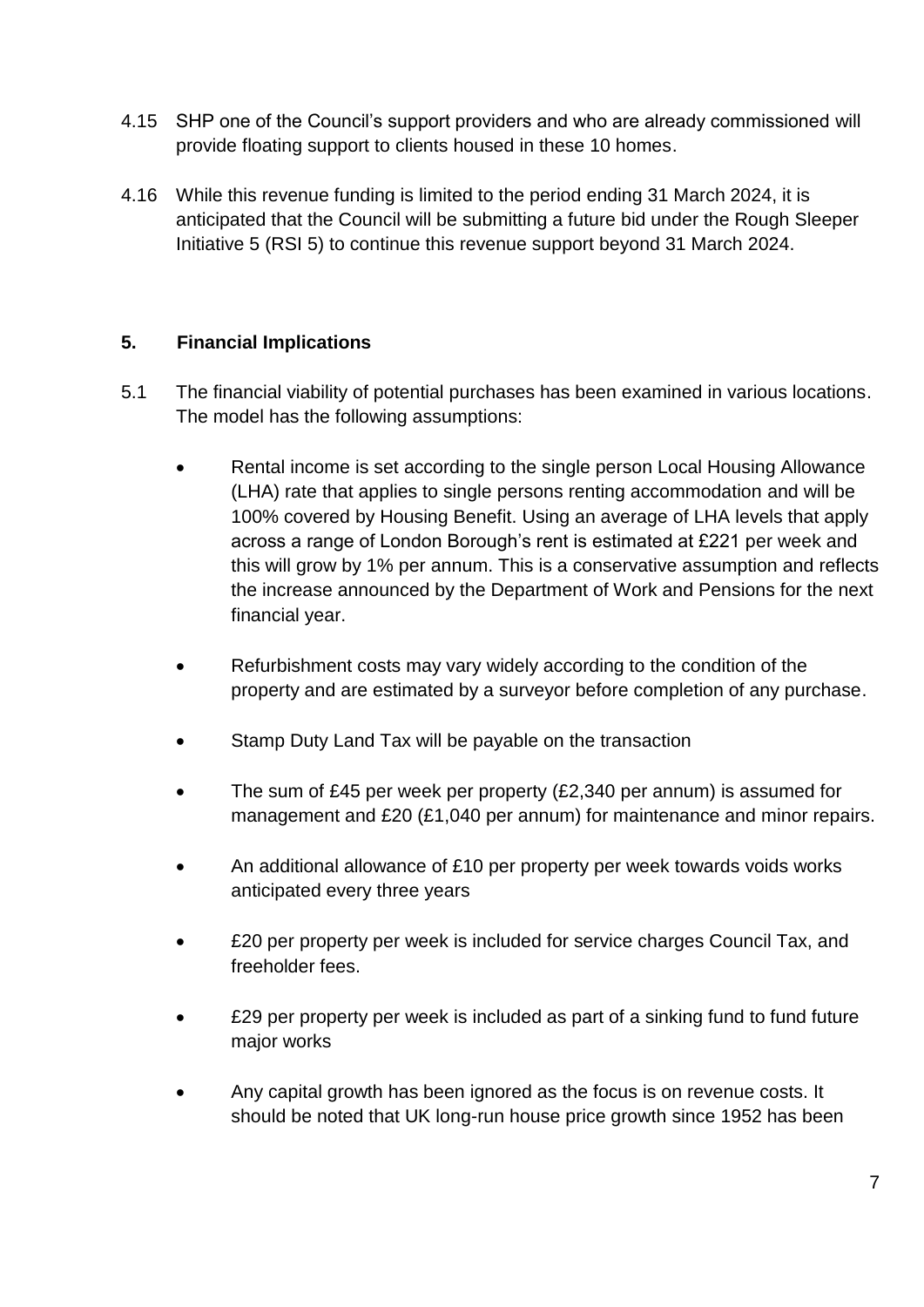4.15 SHP one of the Council's support providers and who are already commissioned will provide floating support to clients housed in these 10 homes.

4.16 While this revenue funding is limited to the period ending 31 March 2024, it is anticipated that the Council will be submitting a future bid under the Rough Sleeper Initiative 5 (RSI 5) to continue this revenue support beyond 31 March 2024.

## 5. Financial Implications

5.1 The financial viability of potential purchases has been examined in various locations. The model has the following assumptions:

- Rental income is set according to the single person Local Housing Allowance (LHA) rate that applies to single persons renting accommodation and will be 100% covered by Housing Benefit. Using an average of LHA levels that apply across a range of London Borough's rent is estimated at £221 per week and this will grow by 1% per annum. This is a conservative assumption and reflects the increase announced by the Department of Work and Pensions for the next financial year.

- Refurbishment costs may vary widely according to the condition of the property and are estimated by a surveyor before completion of any purchase.

- Stamp Duty Land Tax will be payable on the transaction

- The sum of £45 per week per property (£2,340 per annum) is assumed for management and £20 (£1,040 per annum) for maintenance and minor repairs.

- An additional allowance of £10 per property per week towards voids works anticipated every three years

- £20 per property per week is included for service charges Council Tax, and freeholder fees.

- £29 per property per week is included as part of a sinking fund to fund future major works

- Any capital growth has been ignored as the focus is on revenue costs. It should be noted that UK long-run house price growth since 1952 has been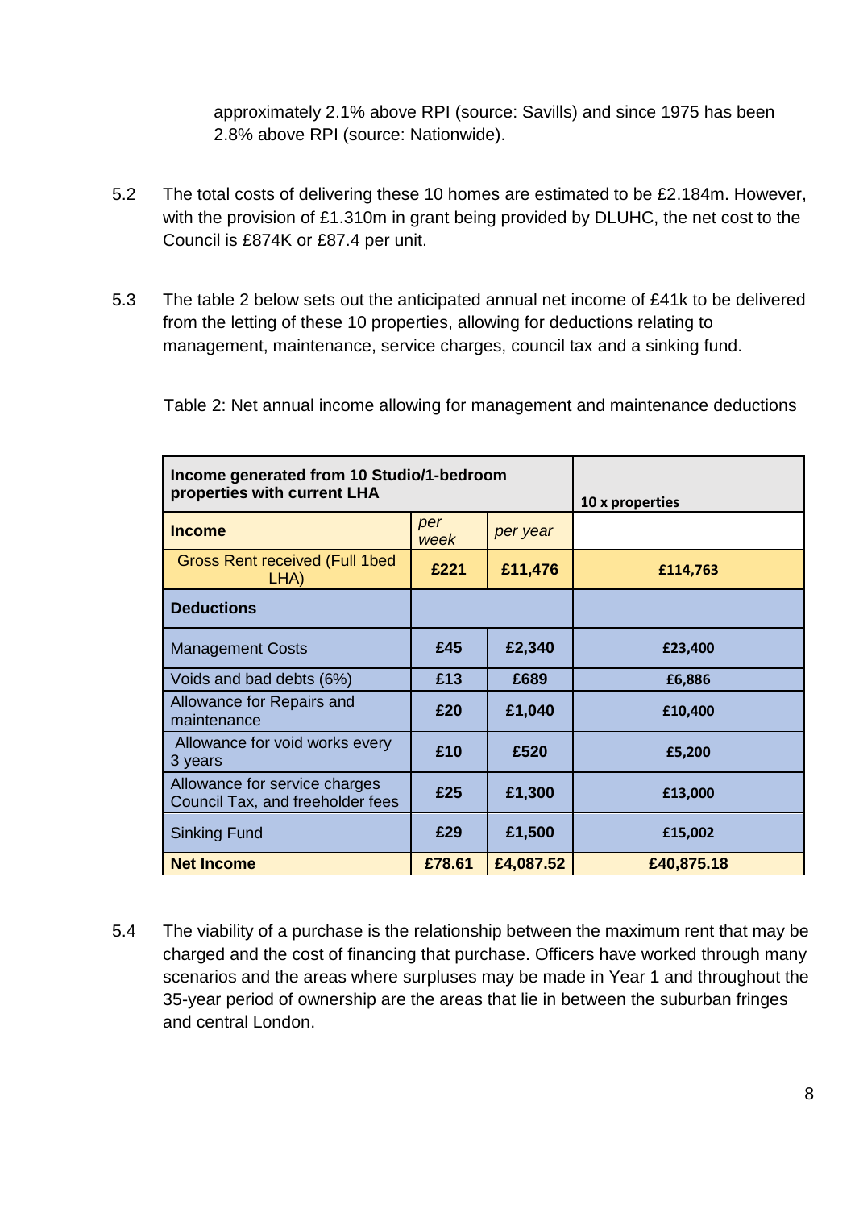approximately 2.1% above RPI (source: Savills) and since 1975 has been 2.8% above RPI (source: Nationwide).

5.2 The total costs of delivering these 10 homes are estimated to be £2.184m. However, with the provision of £1.310m in grant being provided by DLUHC, the net cost to the Council is £874K or £87.4 per unit.

5.3 The table 2 below sets out the anticipated annual net income of £41k to be delivered from the letting of these 10 properties, allowing for deductions relating to management, maintenance, service charges, council tax and a sinking fund.

Table 2: Net annual income allowing for management and maintenance deductions

| **Income generated from 10 Studio/1-bedroom properties with current LHA** | | | **10 x properties** |
|---|---|---|---|
| **Income** | *per week* | *per year* | |
| Gross Rent received (Full 1bed LHA) | **£221** | **£11,476** | **£114,763** |
| **Deductions** | | | |
| Management Costs | **£45** | **£2,340** | **£23,400** |
| Voids and bad debts (6%) | **£13** | **£689** | **£6,886** |
| Allowance for Repairs and maintenance | **£20** | **£1,040** | **£10,400** |
| Allowance for void works every 3 years | **£10** | **£520** | **£5,200** |
| Allowance for service charges Council Tax, and freeholder fees | **£25** | **£1,300** | **£13,000** |
| Sinking Fund | **£29** | **£1,500** | **£15,002** |
| **Net Income** | **£78.61** | **£4,087.52** | **£40,875.18** |

5.4 The viability of a purchase is the relationship between the maximum rent that may be charged and the cost of financing that purchase. Officers have worked through many scenarios and the areas where surpluses may be made in Year 1 and throughout the 35-year period of ownership are the areas that lie in between the suburban fringes and central London.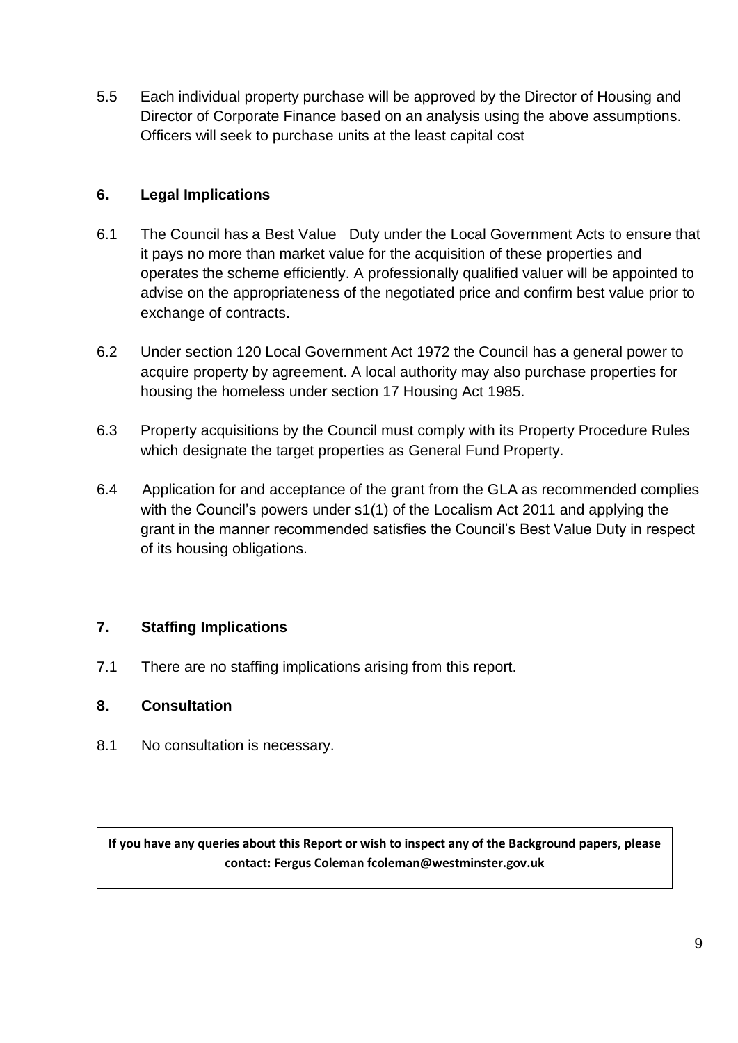5.5 Each individual property purchase will be approved by the Director of Housing and Director of Corporate Finance based on an analysis using the above assumptions. Officers will seek to purchase units at the least capital cost

## 6. Legal Implications

6.1 The Council has a Best Value Duty under the Local Government Acts to ensure that it pays no more than market value for the acquisition of these properties and operates the scheme efficiently. A professionally qualified valuer will be appointed to advise on the appropriateness of the negotiated price and confirm best value prior to exchange of contracts.

6.2 Under section 120 Local Government Act 1972 the Council has a general power to acquire property by agreement. A local authority may also purchase properties for housing the homeless under section 17 Housing Act 1985.

6.3 Property acquisitions by the Council must comply with its Property Procedure Rules which designate the target properties as General Fund Property.

6.4 Application for and acceptance of the grant from the GLA as recommended complies with the Council's powers under s1(1) of the Localism Act 2011 and applying the grant in the manner recommended satisfies the Council's Best Value Duty in respect of its housing obligations.

## 7. Staffing Implications

7.1 There are no staffing implications arising from this report.

## 8. Consultation

8.1 No consultation is necessary.

**If you have any queries about this Report or wish to inspect any of the Background papers, please contact: Fergus Coleman fcoleman@westminster.gov.uk**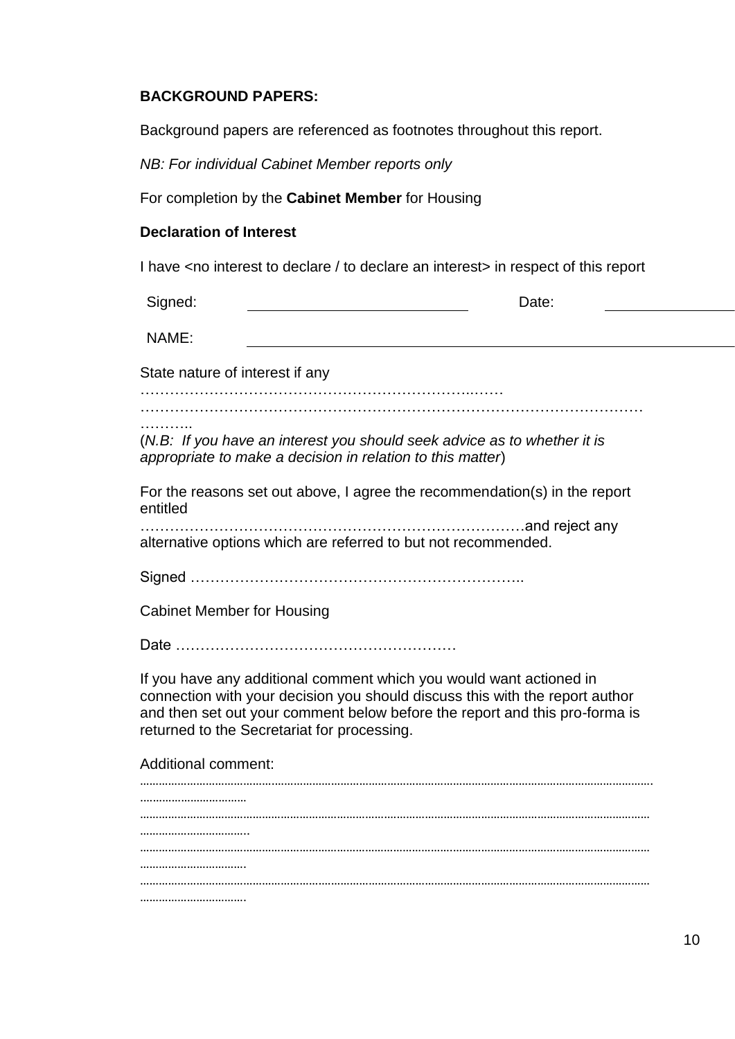**BACKGROUND PAPERS:**

Background papers are referenced as footnotes throughout this report.

*NB: For individual Cabinet Member reports only*

For completion by the **Cabinet Member** for Housing

**Declaration of Interest**

I have <no interest to declare / to declare an interest> in respect of this report

| Signed: | ______________________ | Date: | ______________ |
|---|---|---|---|
| NAME: | ______________________________________________ | | |

State nature of interest if any
…………………………………………………………..……
………………………………………………………………………………………
………..

(*N.B: If you have an interest you should seek advice as to whether it is appropriate to make a decision in relation to this matter*)

For the reasons set out above, I agree the recommendation(s) in the report entitled
…………………………………………………………………and reject any alternative options which are referred to but not recommended.

Signed …………………………………………………………..

Cabinet Member for Housing

Date …………………………………………………

If you have any additional comment which you would want actioned in connection with your decision you should discuss this with the report author and then set out your comment below before the report and this pro-forma is returned to the Secretariat for processing.

Additional comment:
………………………………………………………………………………………………………………………………………………
………………………………
………………………………………………………………………………………………………………………………………………
………………………………
………………………………………………………………………………………………………………………………………………
………………………………
………………………………………………………………………………………………………………………………………………
………………………………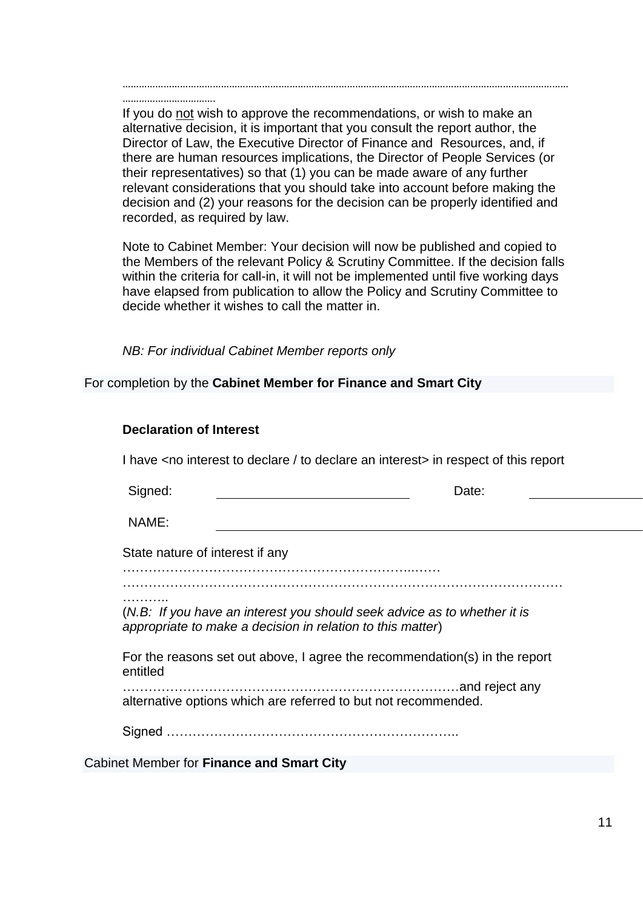……………………………………………………………………………………………………………………………………………………

……………………………

If you do not wish to approve the recommendations, or wish to make an alternative decision, it is important that you consult the report author, the Director of Law, the Executive Director of Finance and Resources, and, if there are human resources implications, the Director of People Services (or their representatives) so that (1) you can be made aware of any further relevant considerations that you should take into account before making the decision and (2) your reasons for the decision can be properly identified and recorded, as required by law.

Note to Cabinet Member: Your decision will now be published and copied to the Members of the relevant Policy & Scrutiny Committee. If the decision falls within the criteria for call-in, it will not be implemented until five working days have elapsed from publication to allow the Policy and Scrutiny Committee to decide whether it wishes to call the matter in.

*NB: For individual Cabinet Member reports only*

For completion by the **Cabinet Member for Finance and Smart City**

**Declaration of Interest**

I have <no interest to declare / to declare an interest> in respect of this report

| Signed: | | Date: | |
|---|---|---|---|
| NAME: | | | |

State nature of interest if any …………………………………………………………..……

…………………………………………………………………………………………

………..

(*N.B: If you have an interest you should seek advice as to whether it is appropriate to make a decision in relation to this matter*)

For the reasons set out above, I agree the recommendation(s) in the report entitled

…………………………………………………………………and reject any alternative options which are referred to but not recommended.

Signed …………………………………………………………..

Cabinet Member for **Finance and Smart City**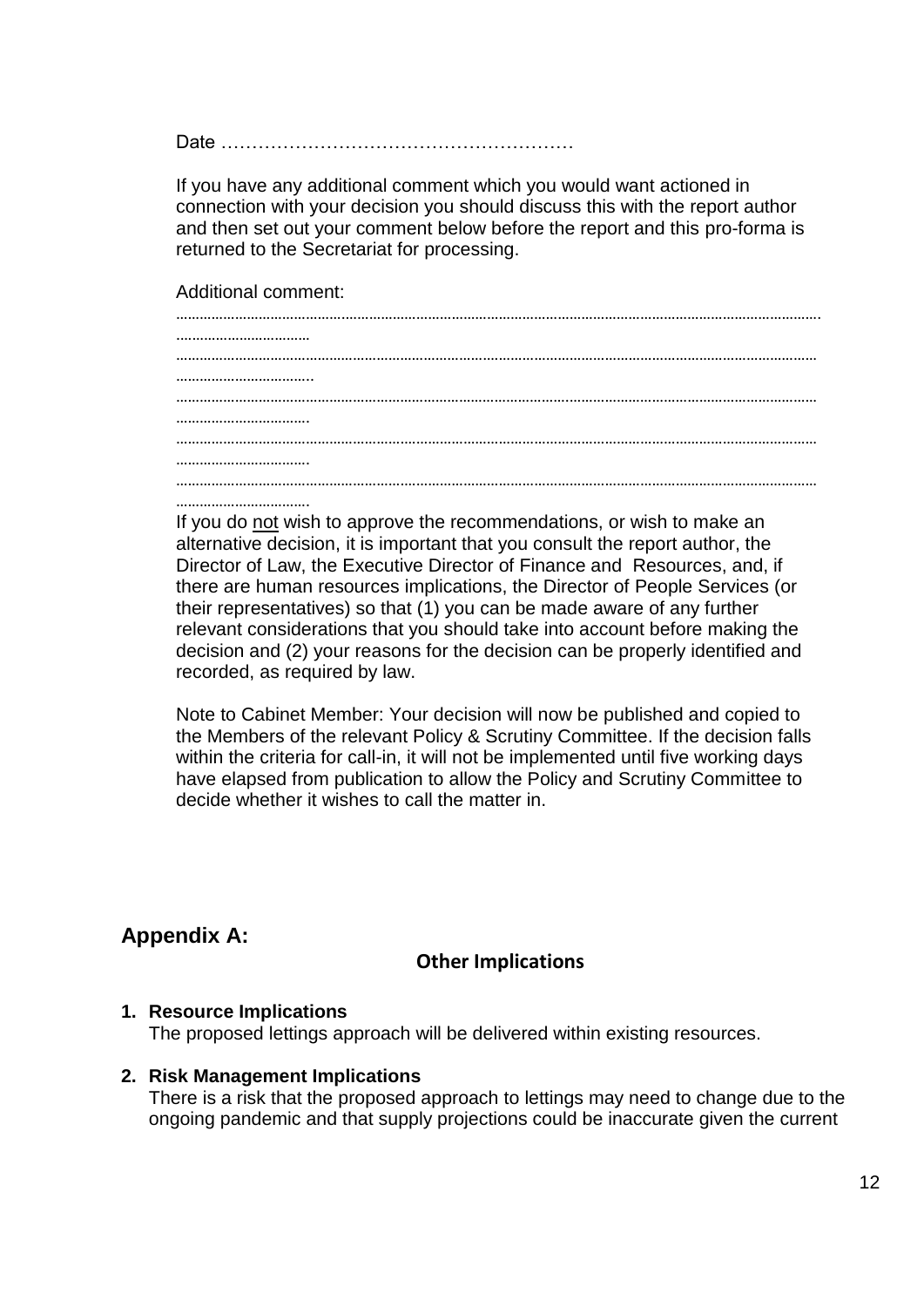Date …………………………………………………

If you have any additional comment which you would want actioned in connection with your decision you should discuss this with the report author and then set out your comment below before the report and this pro-forma is returned to the Secretariat for processing.

Additional comment:

……………………………………………………………………………………………………………………………………………………………
……………………………
……………………………………………………………………………………………………………………………………………………………
……………………………
……………………………………………………………………………………………………………………………………………………………
……………………………
……………………………………………………………………………………………………………………………………………………………
……………………………
……………………………………………………………………………………………………………………………………………………………
……………………………

If you do <u>not</u> wish to approve the recommendations, or wish to make an alternative decision, it is important that you consult the report author, the Director of Law, the Executive Director of Finance and Resources, and, if there are human resources implications, the Director of People Services (or their representatives) so that (1) you can be made aware of any further relevant considerations that you should take into account before making the decision and (2) your reasons for the decision can be properly identified and recorded, as required by law.

Note to Cabinet Member: Your decision will now be published and copied to the Members of the relevant Policy & Scrutiny Committee. If the decision falls within the criteria for call-in, it will not be implemented until five working days have elapsed from publication to allow the Policy and Scrutiny Committee to decide whether it wishes to call the matter in.

## Appendix A:

### Other Implications

1. **Resource Implications**
   The proposed lettings approach will be delivered within existing resources.

2. **Risk Management Implications**
   There is a risk that the proposed approach to lettings may need to change due to the ongoing pandemic and that supply projections could be inaccurate given the current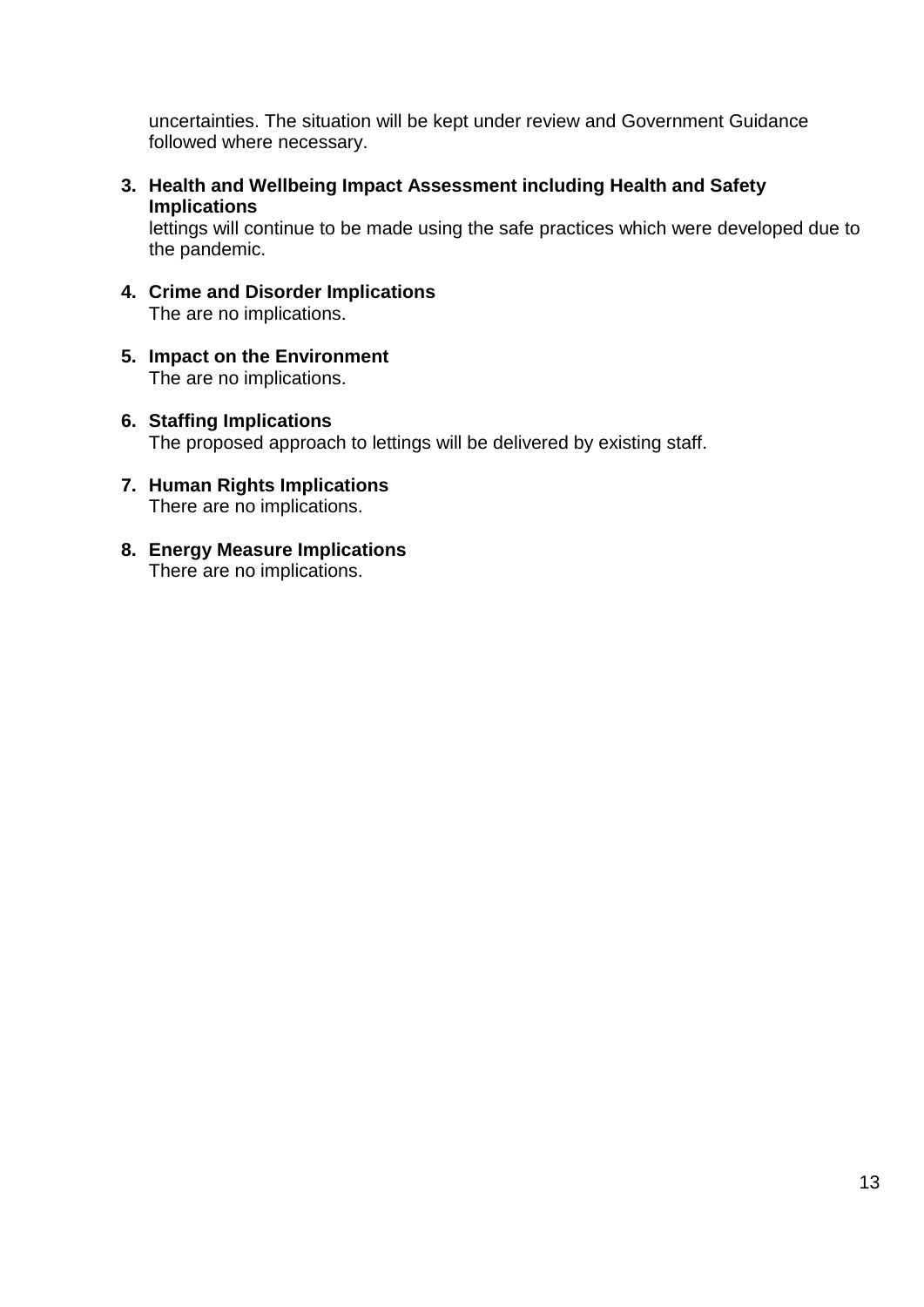uncertainties. The situation will be kept under review and Government Guidance followed where necessary.

3. **Health and Wellbeing Impact Assessment including Health and Safety Implications**
   lettings will continue to be made using the safe practices which were developed due to the pandemic.

4. **Crime and Disorder Implications**
   The are no implications.

5. **Impact on the Environment**
   The are no implications.

6. **Staffing Implications**
   The proposed approach to lettings will be delivered by existing staff.

7. **Human Rights Implications**
   There are no implications.

8. **Energy Measure Implications**
   There are no implications.